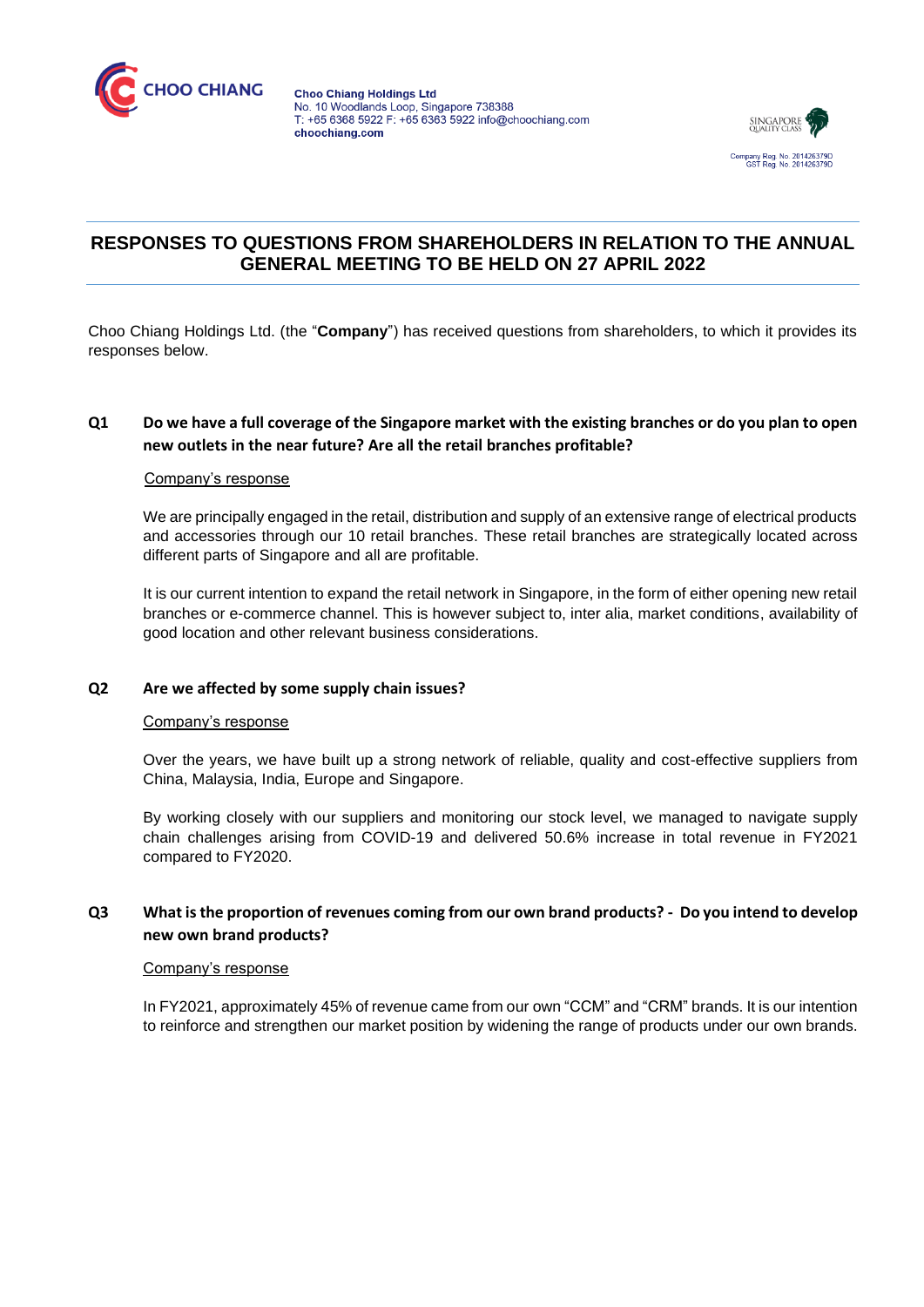Choo Chiang Holdings Ltd
No. 10 Woodlands Loop, Singapore 738388
T: +65 6368 5922 F: +65 6363 5922 info@choochiang.com
choochiang.com

Company Reg. No. 201426379D
GST Reg. No. 201426379D

# RESPONSES TO QUESTIONS FROM SHAREHOLDERS IN RELATION TO THE ANNUAL GENERAL MEETING TO BE HELD ON 27 APRIL 2022

Choo Chiang Holdings Ltd. (the "**Company**") has received questions from shareholders, to which it provides its responses below.

**Q1 Do we have a full coverage of the Singapore market with the existing branches or do you plan to open new outlets in the near future? Are all the retail branches profitable?**

Company's response

We are principally engaged in the retail, distribution and supply of an extensive range of electrical products and accessories through our 10 retail branches. These retail branches are strategically located across different parts of Singapore and all are profitable.

It is our current intention to expand the retail network in Singapore, in the form of either opening new retail branches or e-commerce channel. This is however subject to, inter alia, market conditions, availability of good location and other relevant business considerations.

**Q2 Are we affected by some supply chain issues?**

Company's response

Over the years, we have built up a strong network of reliable, quality and cost-effective suppliers from China, Malaysia, India, Europe and Singapore.

By working closely with our suppliers and monitoring our stock level, we managed to navigate supply chain challenges arising from COVID-19 and delivered 50.6% increase in total revenue in FY2021 compared to FY2020.

**Q3 What is the proportion of revenues coming from our own brand products? - Do you intend to develop new own brand products?**

Company's response

In FY2021, approximately 45% of revenue came from our own "CCM" and "CRM" brands. It is our intention to reinforce and strengthen our market position by widening the range of products under our own brands.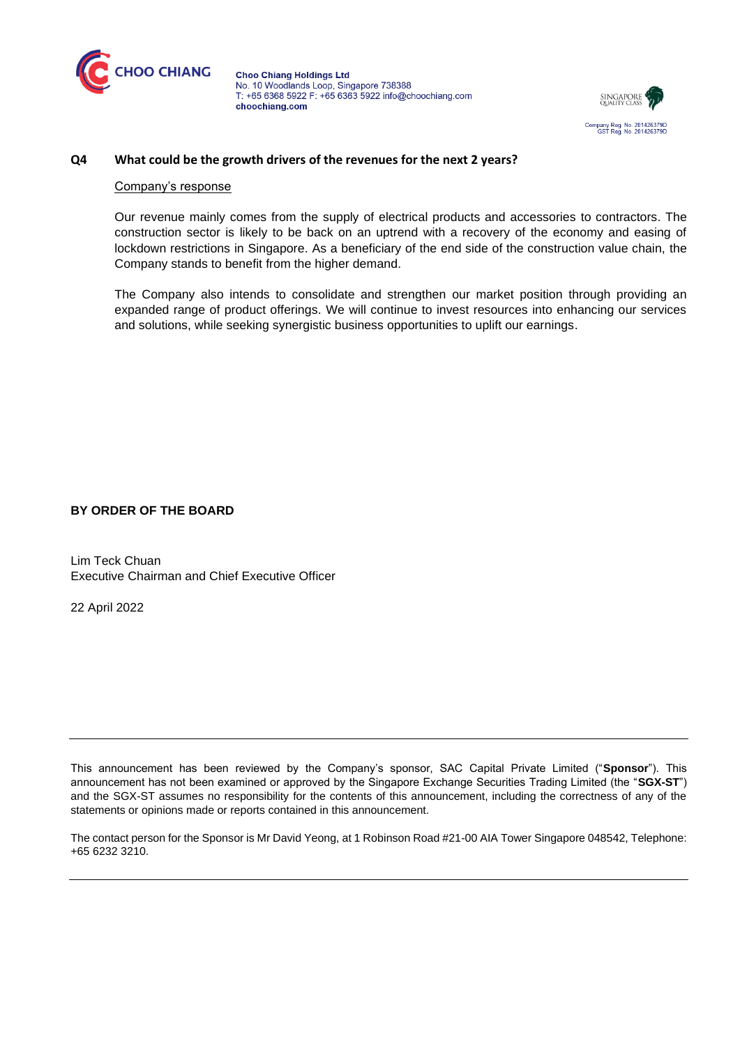**Q4 What could be the growth drivers of the revenues for the next 2 years?**

Company's response

Our revenue mainly comes from the supply of electrical products and accessories to contractors. The construction sector is likely to be back on an uptrend with a recovery of the economy and easing of lockdown restrictions in Singapore. As a beneficiary of the end side of the construction value chain, the Company stands to benefit from the higher demand.

The Company also intends to consolidate and strengthen our market position through providing an expanded range of product offerings. We will continue to invest resources into enhancing our services and solutions, while seeking synergistic business opportunities to uplift our earnings.

**BY ORDER OF THE BOARD**

Lim Teck Chuan
Executive Chairman and Chief Executive Officer

22 April 2022

---

This announcement has been reviewed by the Company's sponsor, SAC Capital Private Limited ("**Sponsor**"). This announcement has not been examined or approved by the Singapore Exchange Securities Trading Limited (the "**SGX-ST**") and the SGX-ST assumes no responsibility for the contents of this announcement, including the correctness of any of the statements or opinions made or reports contained in this announcement.

The contact person for the Sponsor is Mr David Yeong, at 1 Robinson Road #21-00 AIA Tower Singapore 048542, Telephone: +65 6232 3210.